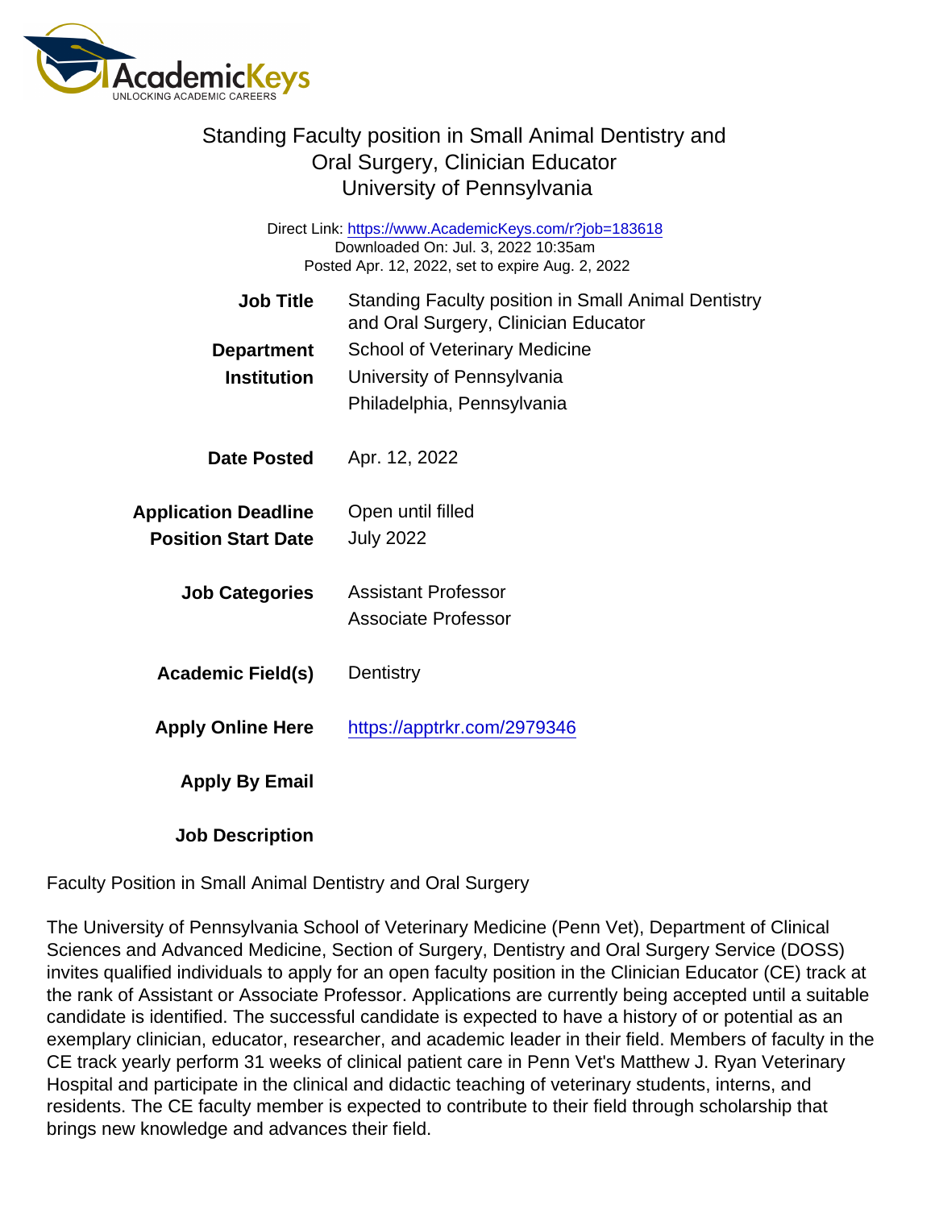AcademicKeys
UNLOCKING ACADEMIC CAREERS

# Standing Faculty position in Small Animal Dentistry and Oral Surgery, Clinician Educator
## University of Pennsylvania

Direct Link: https://www.AcademicKeys.com/r?job=183618
Downloaded On: Jul. 3, 2022 10:35am
Posted Apr. 12, 2022, set to expire Aug. 2, 2022

| | |
|---|---|
| **Job Title** | Standing Faculty position in Small Animal Dentistry and Oral Surgery, Clinician Educator |
| **Department** | School of Veterinary Medicine |
| **Institution** | University of Pennsylvania<br>Philadelphia, Pennsylvania |
| **Date Posted** | Apr. 12, 2022 |
| **Application Deadline** | Open until filled |
| **Position Start Date** | July 2022 |
| **Job Categories** | Assistant Professor<br>Associate Professor |
| **Academic Field(s)** | Dentistry |
| **Apply Online Here** | https://apptrkr.com/2979346 |
| **Apply By Email** | |
| **Job Description** | |

Faculty Position in Small Animal Dentistry and Oral Surgery

The University of Pennsylvania School of Veterinary Medicine (Penn Vet), Department of Clinical Sciences and Advanced Medicine, Section of Surgery, Dentistry and Oral Surgery Service (DOSS) invites qualified individuals to apply for an open faculty position in the Clinician Educator (CE) track at the rank of Assistant or Associate Professor. Applications are currently being accepted until a suitable candidate is identified. The successful candidate is expected to have a history of or potential as an exemplary clinician, educator, researcher, and academic leader in their field. Members of faculty in the CE track yearly perform 31 weeks of clinical patient care in Penn Vet's Matthew J. Ryan Veterinary Hospital and participate in the clinical and didactic teaching of veterinary students, interns, and residents. The CE faculty member is expected to contribute to their field through scholarship that brings new knowledge and advances their field.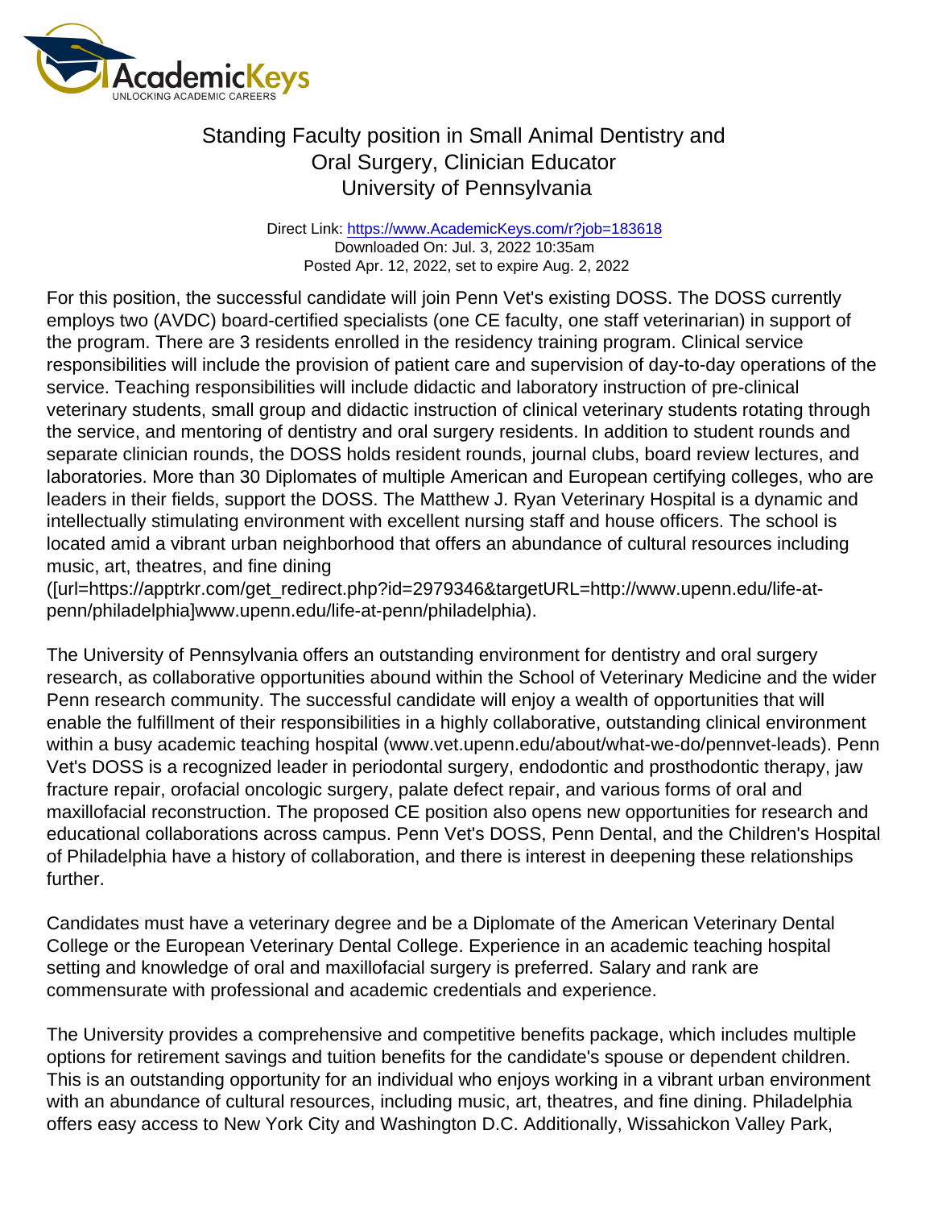# Standing Faculty position in Small Animal Dentistry and Oral Surgery, Clinician Educator
University of Pennsylvania

Direct Link: https://www.AcademicKeys.com/r?job=183618
Downloaded On: Jul. 3, 2022 10:35am
Posted Apr. 12, 2022, set to expire Aug. 2, 2022

For this position, the successful candidate will join Penn Vet's existing DOSS. The DOSS currently employs two (AVDC) board-certified specialists (one CE faculty, one staff veterinarian) in support of the program. There are 3 residents enrolled in the residency training program. Clinical service responsibilities will include the provision of patient care and supervision of day-to-day operations of the service. Teaching responsibilities will include didactic and laboratory instruction of pre-clinical veterinary students, small group and didactic instruction of clinical veterinary students rotating through the service, and mentoring of dentistry and oral surgery residents. In addition to student rounds and separate clinician rounds, the DOSS holds resident rounds, journal clubs, board review lectures, and laboratories. More than 30 Diplomates of multiple American and European certifying colleges, who are leaders in their fields, support the DOSS. The Matthew J. Ryan Veterinary Hospital is a dynamic and intellectually stimulating environment with excellent nursing staff and house officers. The school is located amid a vibrant urban neighborhood that offers an abundance of cultural resources including music, art, theatres, and fine dining ([url=https://apptrkr.com/get_redirect.php?id=2979346&targetURL=http://www.upenn.edu/life-at-penn/philadelphia]www.upenn.edu/life-at-penn/philadelphia).

The University of Pennsylvania offers an outstanding environment for dentistry and oral surgery research, as collaborative opportunities abound within the School of Veterinary Medicine and the wider Penn research community. The successful candidate will enjoy a wealth of opportunities that will enable the fulfillment of their responsibilities in a highly collaborative, outstanding clinical environment within a busy academic teaching hospital (www.vet.upenn.edu/about/what-we-do/pennvet-leads). Penn Vet's DOSS is a recognized leader in periodontal surgery, endodontic and prosthodontic therapy, jaw fracture repair, orofacial oncologic surgery, palate defect repair, and various forms of oral and maxillofacial reconstruction. The proposed CE position also opens new opportunities for research and educational collaborations across campus. Penn Vet's DOSS, Penn Dental, and the Children's Hospital of Philadelphia have a history of collaboration, and there is interest in deepening these relationships further.

Candidates must have a veterinary degree and be a Diplomate of the American Veterinary Dental College or the European Veterinary Dental College. Experience in an academic teaching hospital setting and knowledge of oral and maxillofacial surgery is preferred. Salary and rank are commensurate with professional and academic credentials and experience.

The University provides a comprehensive and competitive benefits package, which includes multiple options for retirement savings and tuition benefits for the candidate's spouse or dependent children. This is an outstanding opportunity for an individual who enjoys working in a vibrant urban environment with an abundance of cultural resources, including music, art, theatres, and fine dining. Philadelphia offers easy access to New York City and Washington D.C. Additionally, Wissahickon Valley Park,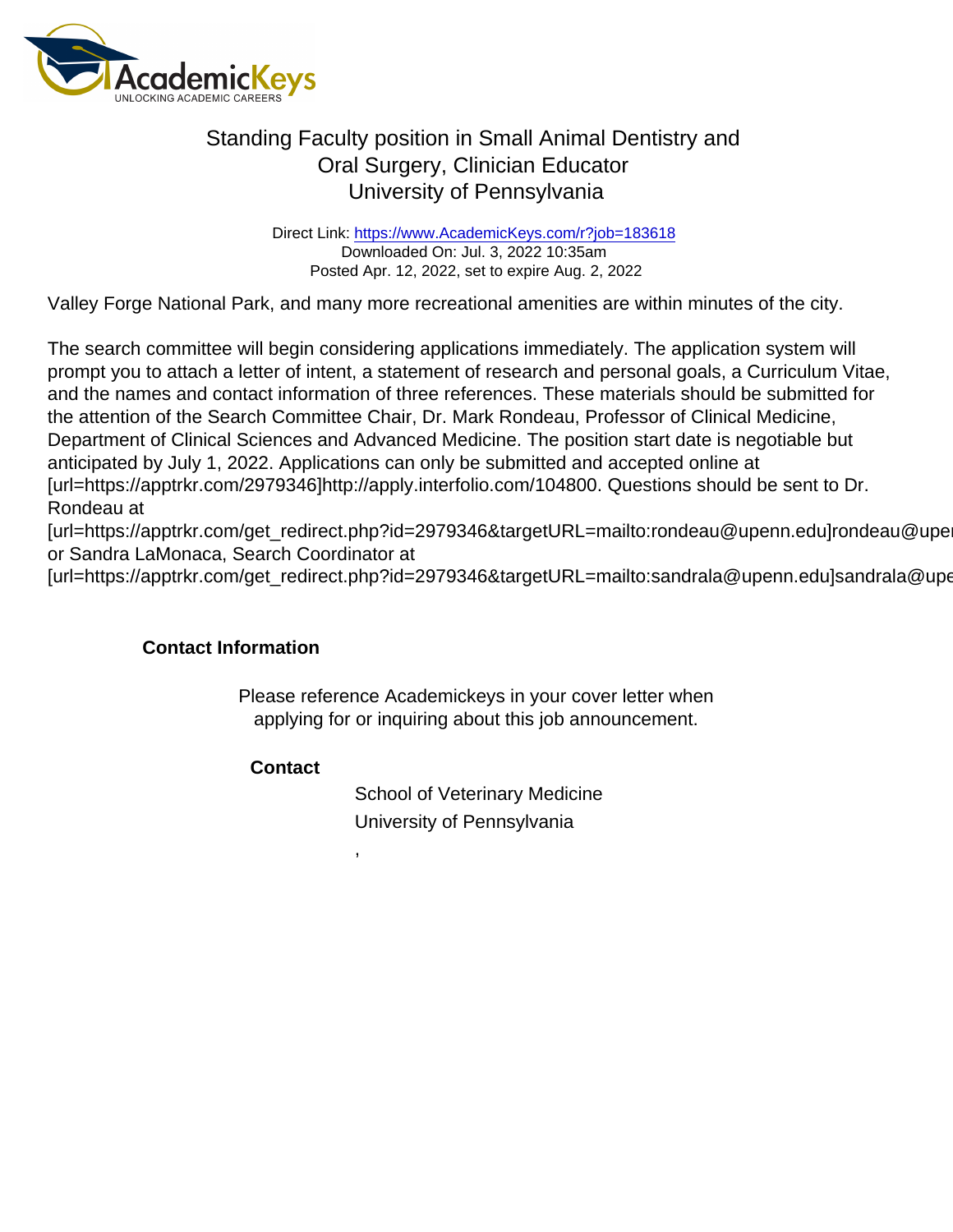Valley Forge National Park, and many more recreational amenities are within minutes of the city.

The search committee will begin considering applications immediately. The application system will prompt you to attach a letter of intent, a statement of research and personal goals, a Curriculum Vitae, and the names and contact information of three references. These materials should be submitted for the attention of the Search Committee Chair, Dr. Mark Rondeau, Professor of Clinical Medicine, Department of Clinical Sciences and Advanced Medicine. The position start date is negotiable but anticipated by July 1, 2022. Applications can only be submitted and accepted online at [url=https://apptrkr.com/2979346]http://apply.interfolio.com/104800. Questions should be sent to Dr. Rondeau at [url=https://apptrkr.com/get_redirect.php?id=2979346&targetURL=mailto:rondeau@upenn.edu]rondeau@upen or Sandra LaMonaca, Search Coordinator at [url=https://apptrkr.com/get_redirect.php?id=2979346&targetURL=mailto:sandrala@upenn.edu]sandrala@upe

### Contact Information

Please reference Academickeys in your cover letter when applying for or inquiring about this job announcement.

**Contact**

School of Veterinary Medicine
University of Pennsylvania

,